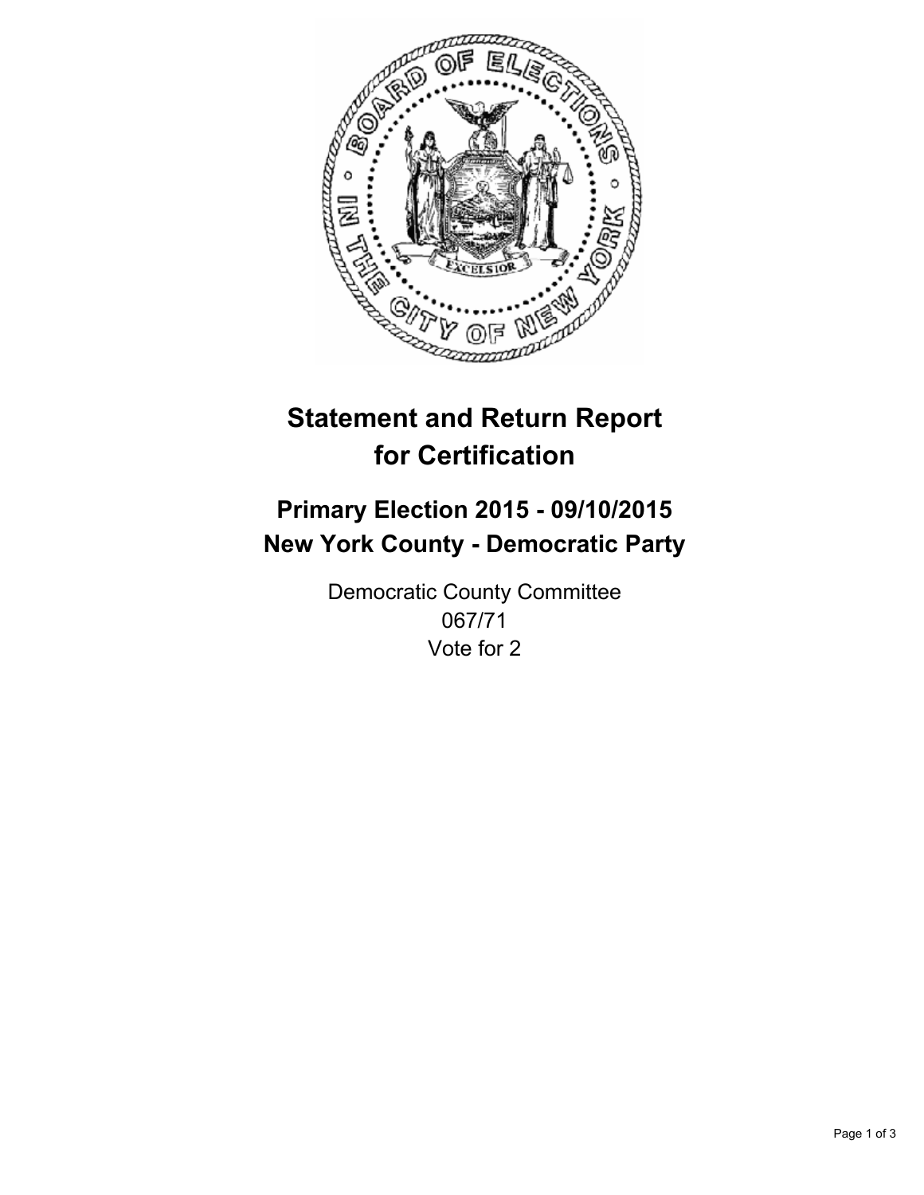# Statement and Return Report for Certification

## Primary Election 2015 - 09/10/2015
## New York County - Democratic Party

Democratic County Committee
067/71
Vote for 2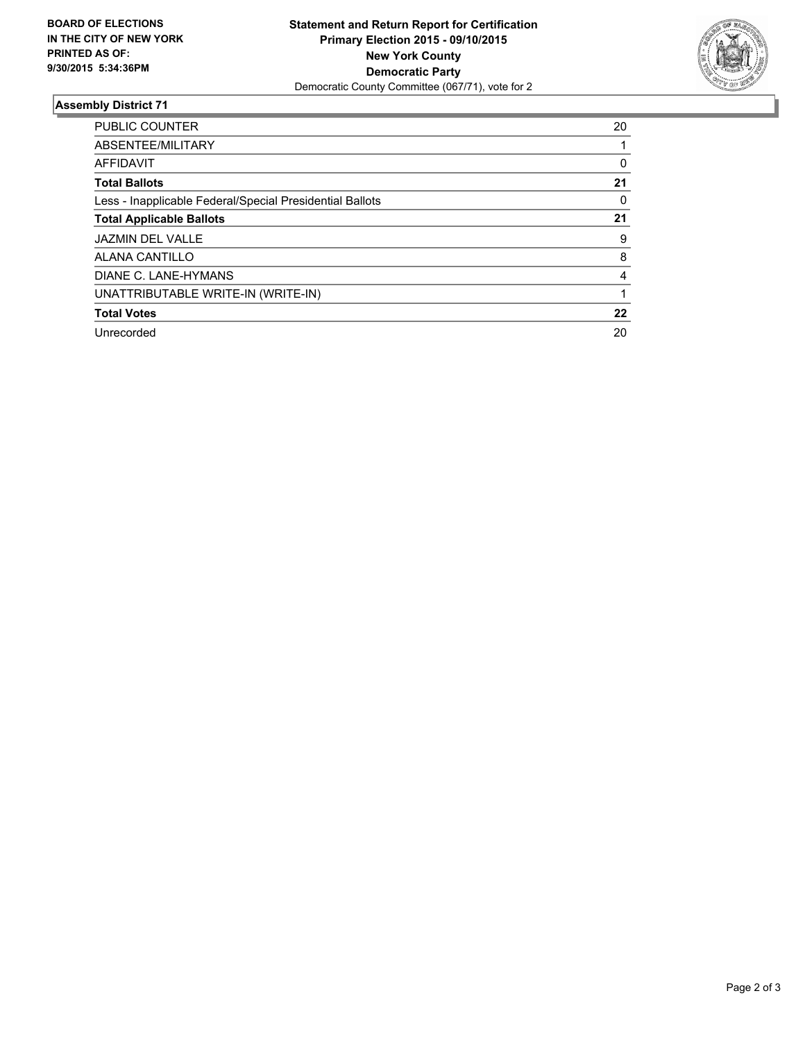**BOARD OF ELECTIONS IN THE CITY OF NEW YORK PRINTED AS OF: 9/30/2015 5:34:36PM**

**Statement and Return Report for Certification**
**Primary Election 2015 - 09/10/2015**
**New York County**
**Democratic Party**
Democratic County Committee (067/71), vote for 2

## Assembly District 71

| | |
|---|---|
| PUBLIC COUNTER | 20 |
| ABSENTEE/MILITARY | 1 |
| AFFIDAVIT | 0 |
| **Total Ballots** | **21** |
| Less - Inapplicable Federal/Special Presidential Ballots | 0 |
| **Total Applicable Ballots** | **21** |
| JAZMIN DEL VALLE | 9 |
| ALANA CANTILLO | 8 |
| DIANE C. LANE-HYMANS | 4 |
| UNATTRIBUTABLE WRITE-IN (WRITE-IN) | 1 |
| **Total Votes** | **22** |
| Unrecorded | 20 |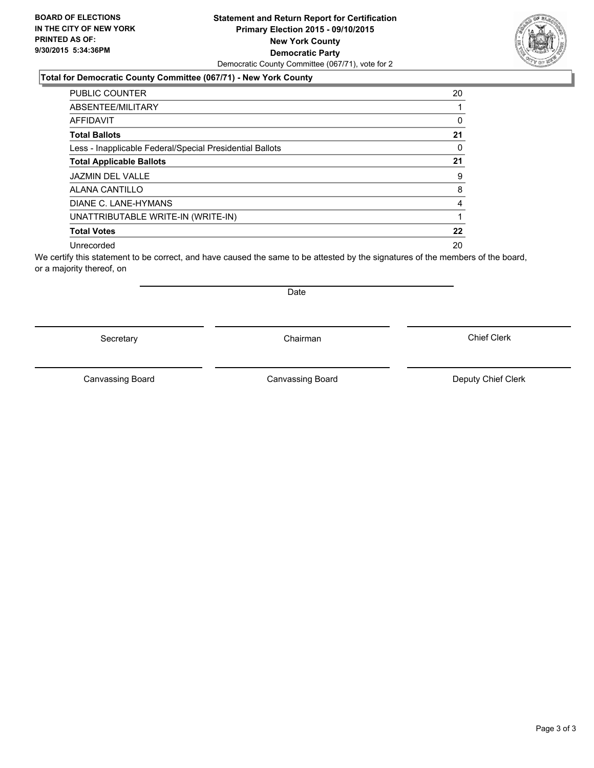**BOARD OF ELECTIONS**
**IN THE CITY OF NEW YORK**
**PRINTED AS OF:**
**9/30/2015 5:34:36PM**

**Statement and Return Report for Certification**
**Primary Election 2015 - 09/10/2015**
**New York County**
**Democratic Party**
Democratic County Committee (067/71), vote for 2

### Total for Democratic County Committee (067/71) - New York County

| | |
|---|---|
| PUBLIC COUNTER | 20 |
| ABSENTEE/MILITARY | 1 |
| AFFIDAVIT | 0 |
| **Total Ballots** | **21** |
| Less - Inapplicable Federal/Special Presidential Ballots | 0 |
| **Total Applicable Ballots** | **21** |
| JAZMIN DEL VALLE | 9 |
| ALANA CANTILLO | 8 |
| DIANE C. LANE-HYMANS | 4 |
| UNATTRIBUTABLE WRITE-IN (WRITE-IN) | 1 |
| **Total Votes** | **22** |
| Unrecorded | 20 |

We certify this statement to be correct, and have caused the same to be attested by the signatures of the members of the board, or a majority thereof, on

Date

Secretary　　Chairman　　Chief Clerk

Canvassing Board　　Canvassing Board　　Deputy Chief Clerk